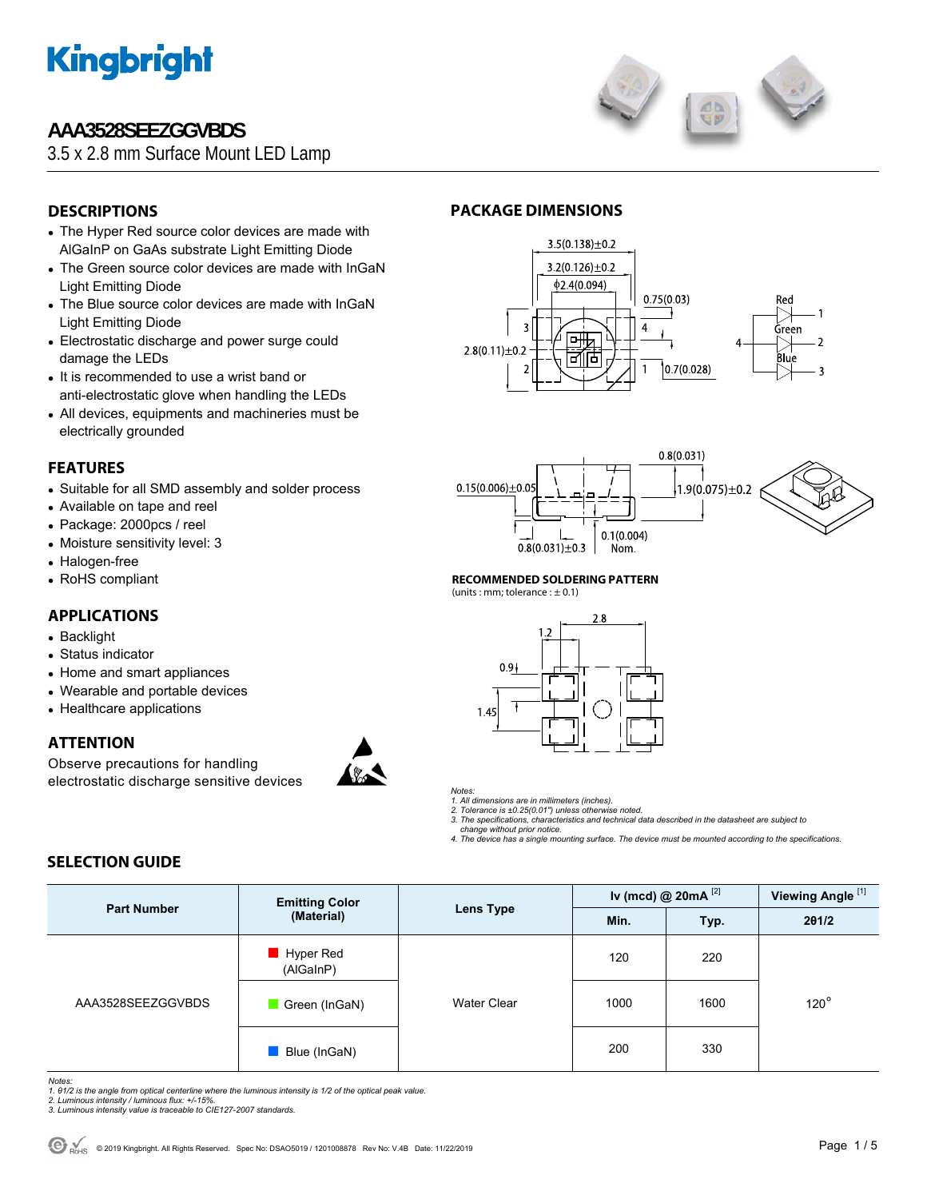# AAA3528SEEZGGVBDS

3.5 x 2.8 mm Surface Mount LED Lamp

## DESCRIPTIONS

- The Hyper Red source color devices are made with AlGaInP on GaAs substrate Light Emitting Diode
- The Green source color devices are made with InGaN Light Emitting Diode
- The Blue source color devices are made with InGaN Light Emitting Diode
- Electrostatic discharge and power surge could damage the LEDs
- It is recommended to use a wrist band or anti-electrostatic glove when handling the LEDs
- All devices, equipments and machineries must be electrically grounded

## FEATURES

- Suitable for all SMD assembly and solder process
- Available on tape and reel
- Package: 2000pcs / reel
- Moisture sensitivity level: 3
- Halogen-free
- RoHS compliant

## APPLICATIONS

- Backlight
- Status indicator
- Home and smart appliances
- Wearable and portable devices
- Healthcare applications

## ATTENTION

Observe precautions for handling electrostatic discharge sensitive devices

## PACKAGE DIMENSIONS

3.5(0.138)±0.2
3.2(0.126)±0.2
ϕ2.4(0.094)
0.75(0.03)
2.8(0.11)±0.2
0.7(0.028)

Red 1, Green 2, Blue 3, common 4

0.8(0.031)
0.15(0.006)±0.05
1.9(0.075)±0.2
0.1(0.004) Nom.
0.8(0.031)±0.3

### RECOMMENDED SOLDERING PATTERN

(units : mm; tolerance : ± 0.1)

2.8, 1.2, 0.9, 1.45

*Notes:*
*1. All dimensions are in millimeters (inches).*
*2. Tolerance is ±0.25(0.01") unless otherwise noted.*
*3. The specifications, characteristics and technical data described in the datasheet are subject to change without prior notice.*
*4. The device has a single mounting surface. The device must be mounted according to the specifications.*

## SELECTION GUIDE

| Part Number | Emitting Color (Material) | Lens Type | Iv (mcd) @ 20mA [2] | | Viewing Angle [1] |
|---|---|---|---|---|---|
| | | | Min. | Typ. | 2θ1/2 |
| AAA3528SEEZGGVBDS | Hyper Red (AlGaInP) | Water Clear | 120 | 220 | 120° |
| | Green (InGaN) | | 1000 | 1600 | |
| | Blue (InGaN) | | 200 | 330 | |

*Notes:*
*1. θ1/2 is the angle from optical centerline where the luminous intensity is 1/2 of the optical peak value.*
*2. Luminous intensity / luminous flux: +/-15%.*
*3. Luminous intensity value is traceable to CIE127-2007 standards.*

© 2019 Kingbright. All Rights Reserved. Spec No: DSAO5019 / 1201008878 Rev No: V.4B Date: 11/22/2019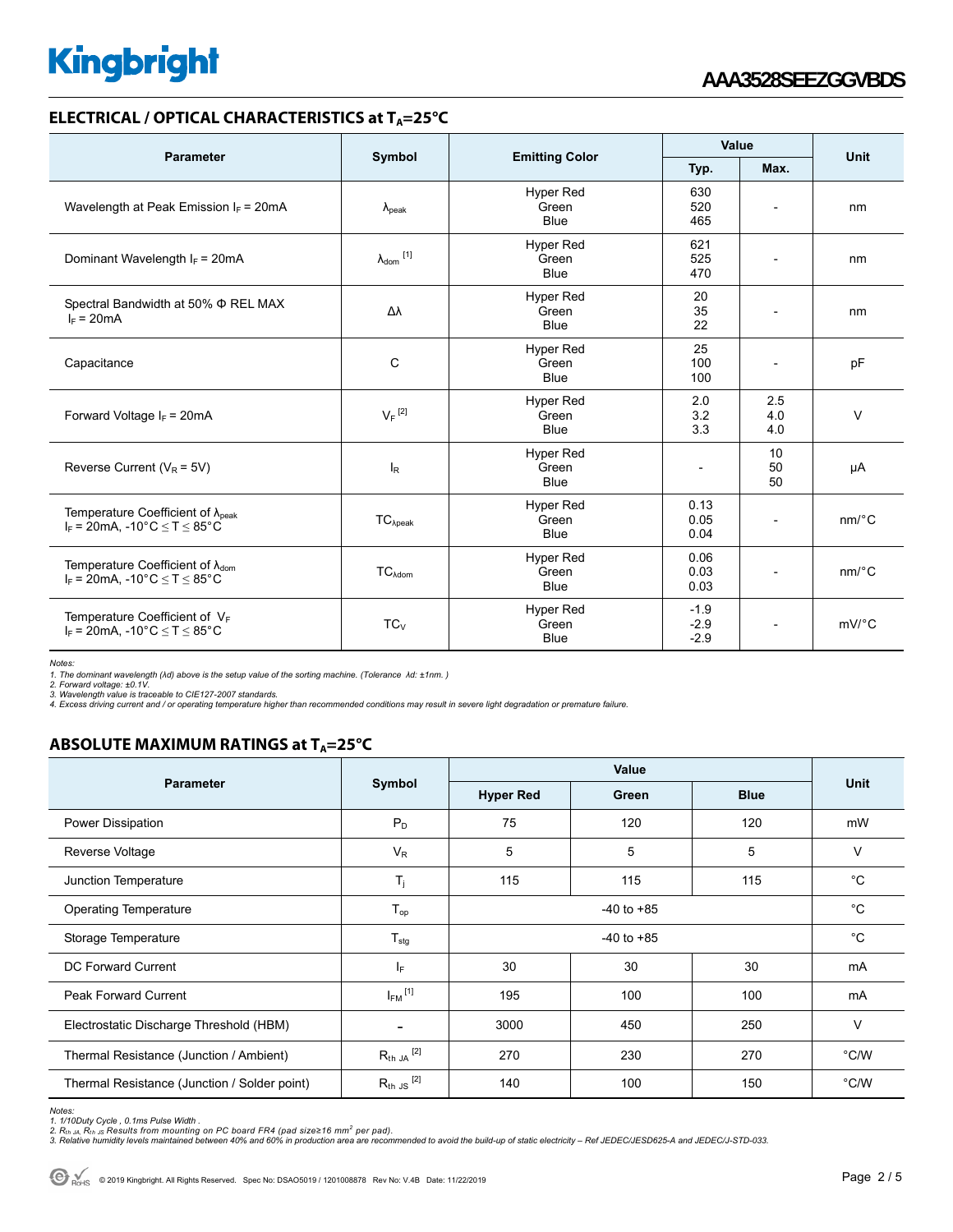## ELECTRICAL / OPTICAL CHARACTERISTICS at $T_A$=25°C

| Parameter | Symbol | Emitting Color | Value | | Unit |
|---|---|---|---|---|---|
| | | | Typ. | Max. | |
| Wavelength at Peak Emission $I_F$ = 20mA | $\lambda_{peak}$ | Hyper Red<br>Green<br>Blue | 630<br>520<br>465 | - | nm |
| Dominant Wavelength $I_F$ = 20mA | $\lambda_{dom}$ [1] | Hyper Red<br>Green<br>Blue | 621<br>525<br>470 | - | nm |
| Spectral Bandwidth at 50% Φ REL MAX $I_F$ = 20mA | Δλ | Hyper Red<br>Green<br>Blue | 20<br>35<br>22 | - | nm |
| Capacitance | C | Hyper Red<br>Green<br>Blue | 25<br>100<br>100 | - | pF |
| Forward Voltage $I_F$ = 20mA | $V_F$ [2] | Hyper Red<br>Green<br>Blue | 2.0<br>3.2<br>3.3 | 2.5<br>4.0<br>4.0 | V |
| Reverse Current ($V_R$ = 5V) | $I_R$ | Hyper Red<br>Green<br>Blue | - | 10<br>50<br>50 | μA |
| Temperature Coefficient of $\lambda_{peak}$ $I_F$ = 20mA, -10°C ≤ T ≤ 85°C | $TC_{\lambda peak}$ | Hyper Red<br>Green<br>Blue | 0.13<br>0.05<br>0.04 | - | nm/°C |
| Temperature Coefficient of $\lambda_{dom}$ $I_F$ = 20mA, -10°C ≤ T ≤ 85°C | $TC_{\lambda dom}$ | Hyper Red<br>Green<br>Blue | 0.06<br>0.03<br>0.03 | - | nm/°C |
| Temperature Coefficient of $V_F$ $I_F$ = 20mA, -10°C ≤ T ≤ 85°C | $TC_V$ | Hyper Red<br>Green<br>Blue | -1.9<br>-2.9<br>-2.9 | - | mV/°C |

*Notes:*
*1. The dominant wavelength (λd) above is the setup value of the sorting machine. (Tolerance λd: ±1nm. )*
*2. Forward voltage: ±0.1V.*
*3. Wavelength value is traceable to CIE127-2007 standards.*
*4. Excess driving current and / or operating temperature higher than recommended conditions may result in severe light degradation or premature failure.*

## ABSOLUTE MAXIMUM RATINGS at $T_A$=25°C

| Parameter | Symbol | Value | | | Unit |
|---|---|---|---|---|---|
| | | Hyper Red | Green | Blue | |
| Power Dissipation | $P_D$ | 75 | 120 | 120 | mW |
| Reverse Voltage | $V_R$ | 5 | 5 | 5 | V |
| Junction Temperature | $T_j$ | 115 | 115 | 115 | °C |
| Operating Temperature | $T_{op}$ | -40 to +85 | | | °C |
| Storage Temperature | $T_{stg}$ | -40 to +85 | | | °C |
| DC Forward Current | $I_F$ | 30 | 30 | 30 | mA |
| Peak Forward Current | $I_{FM}$ [1] | 195 | 100 | 100 | mA |
| Electrostatic Discharge Threshold (HBM) | - | 3000 | 450 | 250 | V |
| Thermal Resistance (Junction / Ambient) | $R_{th\ JA}$ [2] | 270 | 230 | 270 | °C/W |
| Thermal Resistance (Junction / Solder point) | $R_{th\ JS}$ [2] | 140 | 100 | 150 | °C/W |

*Notes:*
*1. 1/10Duty Cycle , 0.1ms Pulse Width .*
*2. $R_{th\ JA}$, $R_{th\ JS}$ Results from mounting on PC board FR4 (pad size≥16 mm² per pad).*
*3. Relative humidity levels maintained between 40% and 60% in production area are recommended to avoid the build-up of static electricity – Ref JEDEC/JESD625-A and JEDEC/J-STD-033.*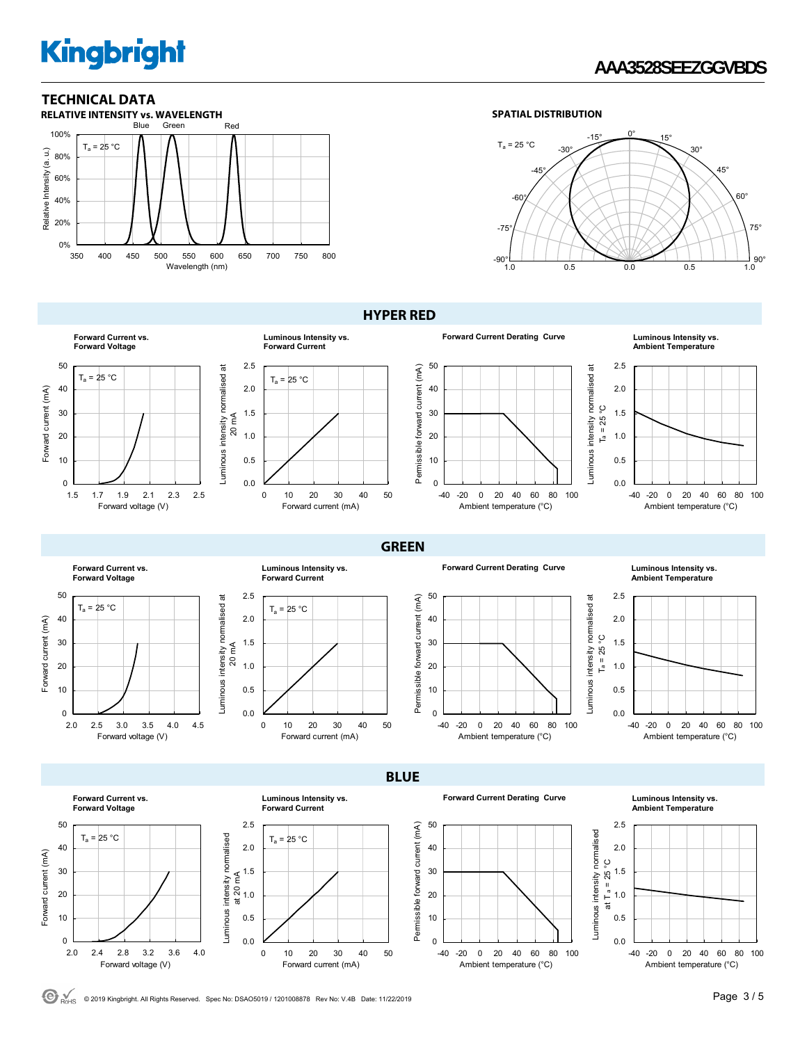## TECHNICAL DATA

### RELATIVE INTENSITY vs. WAVELENGTH

### SPATIAL DISTRIBUTION

## HYPER RED

**Forward Current vs. Forward Voltage**

**Luminous Intensity vs. Forward Current**

**Forward Current Derating Curve**

**Luminous Intensity vs. Ambient Temperature**

## GREEN

**Forward Current vs. Forward Voltage**

**Luminous Intensity vs. Forward Current**

**Forward Current Derating Curve**

**Luminous Intensity vs. Ambient Temperature**

## BLUE

**Forward Current vs. Forward Voltage**

**Luminous Intensity vs. Forward Current**

**Forward Current Derating Curve**

**Luminous Intensity vs. Ambient Temperature**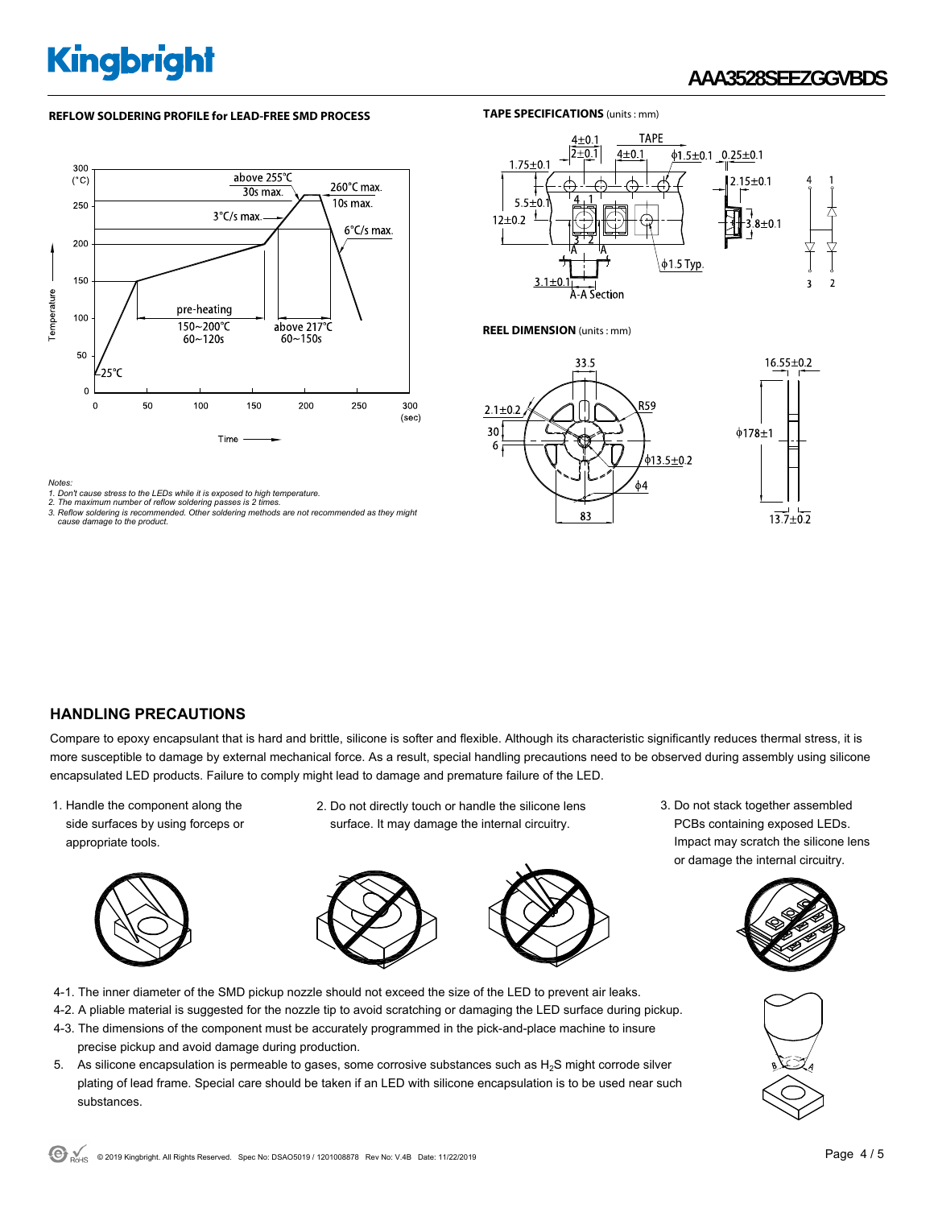## REFLOW SOLDERING PROFILE for LEAD-FREE SMD PROCESS

## TAPE SPECIFICATIONS (units : mm)

## REEL DIMENSION (units : mm)

*Notes:*
*1. Don't cause stress to the LEDs while it is exposed to high temperature.*
*2. The maximum number of reflow soldering passes is 2 times.*
*3. Reflow soldering is recommended. Other soldering methods are not recommended as they might cause damage to the product.*

## HANDLING PRECAUTIONS

Compare to epoxy encapsulant that is hard and brittle, silicone is softer and flexible. Although its characteristic significantly reduces thermal stress, it is more susceptible to damage by external mechanical force. As a result, special handling precautions need to be observed during assembly using silicone encapsulated LED products. Failure to comply might lead to damage and premature failure of the LED.

1. Handle the component along the side surfaces by using forceps or appropriate tools.
2. Do not directly touch or handle the silicone lens surface. It may damage the internal circuitry.
3. Do not stack together assembled PCBs containing exposed LEDs. Impact may scratch the silicone lens or damage the internal circuitry.

4-1. The inner diameter of the SMD pickup nozzle should not exceed the size of the LED to prevent air leaks.
4-2. A pliable material is suggested for the nozzle tip to avoid scratching or damaging the LED surface during pickup.
4-3. The dimensions of the component must be accurately programmed in the pick-and-place machine to insure precise pickup and avoid damage during production.

5. As silicone encapsulation is permeable to gases, some corrosive substances such as $H_2S$ might corrode silver plating of lead frame. Special care should be taken if an LED with silicone encapsulation is to be used near such substances.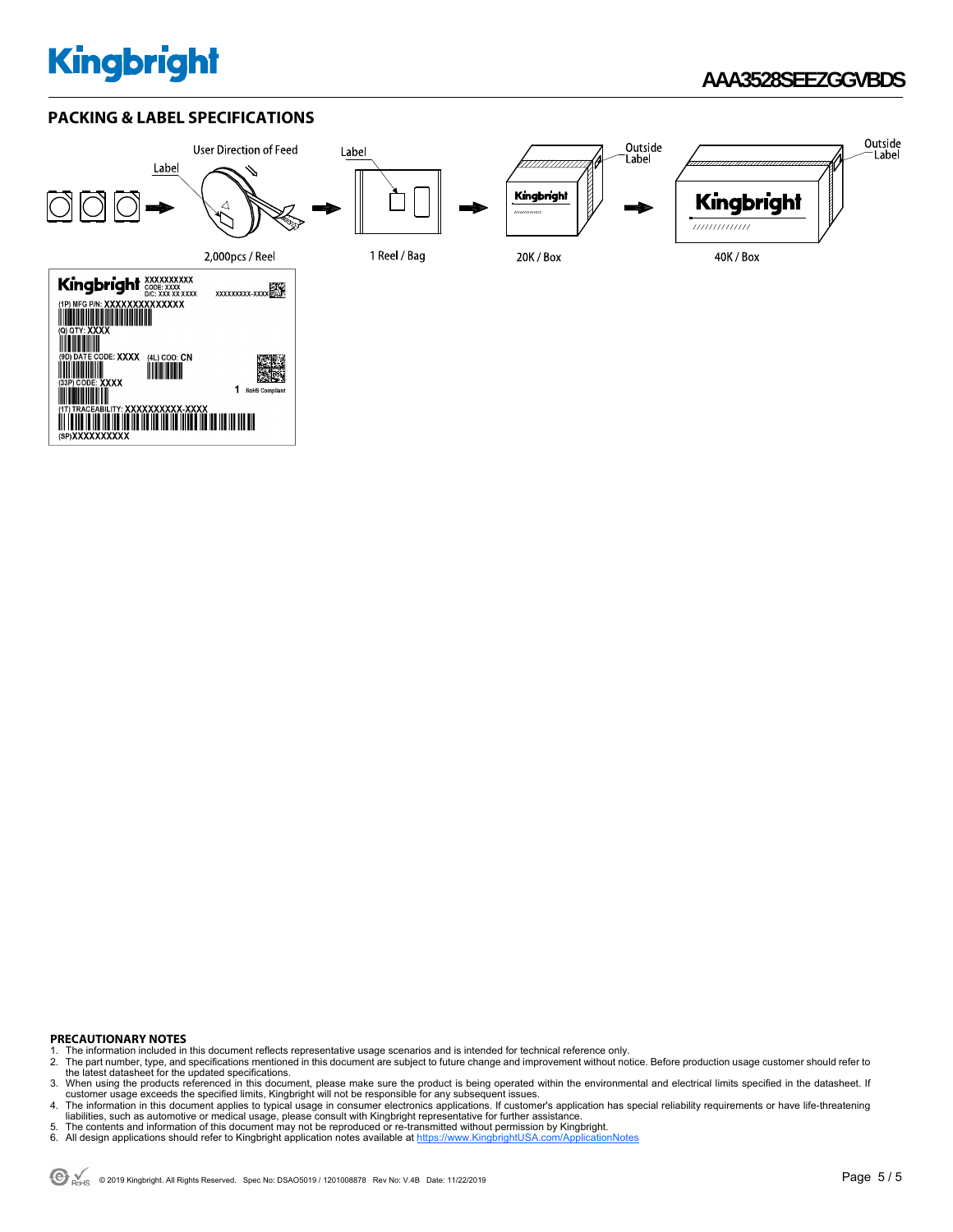## PACKING & LABEL SPECIFICATIONS

User Direction of Feed

Label

Label

Outside Label

Outside Label

2,000pcs / Reel

1 Reel / Bag

20K / Box

40K / Box

Kingbright XXXXXXXXXX
CODE: XXXX
D/C: XXX XX XXXX
XXXXXXXXX-XXXX
(1P) MFG P/N: XXXXXXXXXXXXXX
(Q) QTY: XXXX
(9D) DATE CODE: XXXX (4L) COO: CN
(33P) CODE: XXXX
1 RoHS Compliant
(1T) TRACEABILITY: XXXXXXXXXX-XXXX
(SP)XXXXXXXXXX

**PRECAUTIONARY NOTES**

1. The information included in this document reflects representative usage scenarios and is intended for technical reference only.
2. The part number, type, and specifications mentioned in this document are subject to future change and improvement without notice. Before production usage customer should refer to the latest datasheet for the updated specifications.
3. When using the products referenced in this document, please make sure the product is being operated within the environmental and electrical limits specified in the datasheet. If customer usage exceeds the specified limits, Kingbright will not be responsible for any subsequent issues.
4. The information in this document applies to typical usage in consumer electronics applications. If customer's application has special reliability requirements or have life-threatening liabilities, such as automotive or medical usage, please consult with Kingbright representative for further assistance.
5. The contents and information of this document may not be reproduced or re-transmitted without permission by Kingbright.
6. All design applications should refer to Kingbright application notes available at https://www.KingbrightUSA.com/ApplicationNotes

© 2019 Kingbright. All Rights Reserved. Spec No: DSAO5019 / 1201008878 Rev No: V.4B Date: 11/22/2019